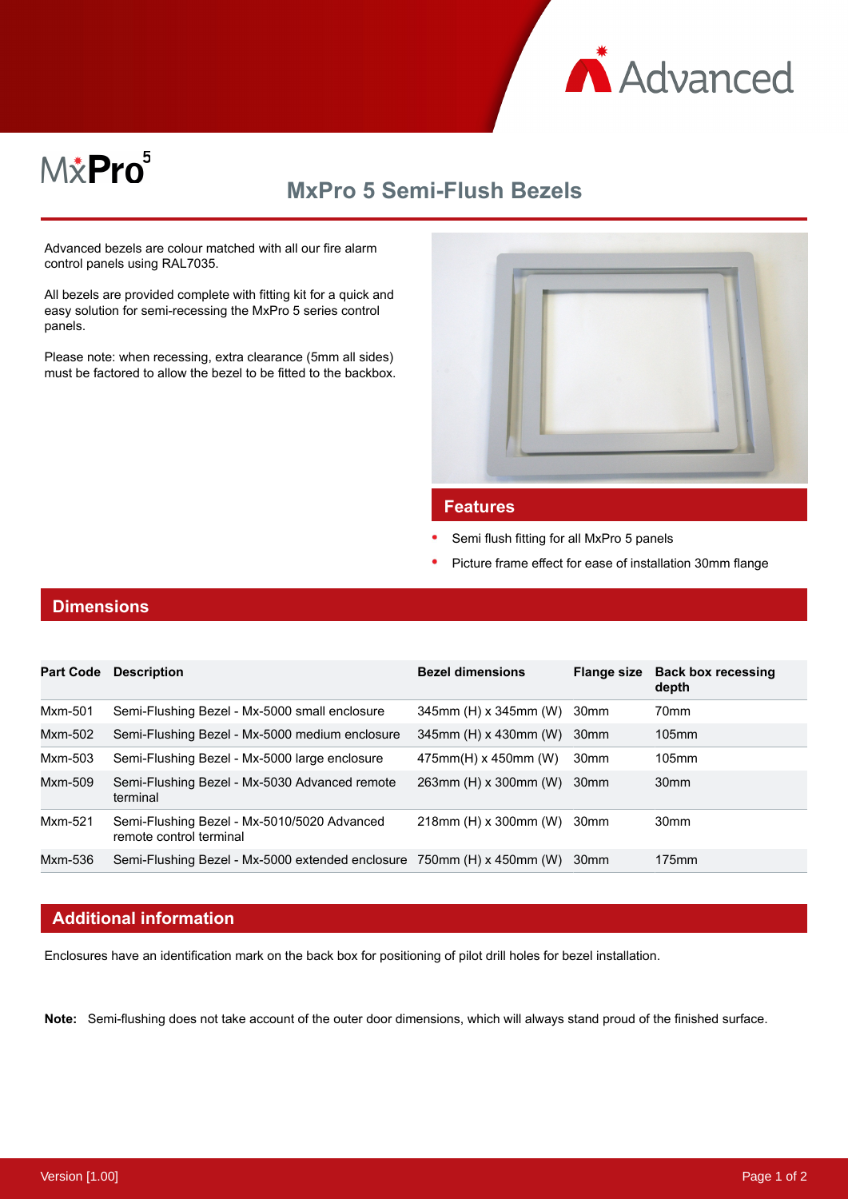MxPro 5

# MxPro 5 Semi-Flush Bezels

Advanced bezels are colour matched with all our fire alarm control panels using RAL7035.

All bezels are provided complete with fitting kit for a quick and easy solution for semi-recessing the MxPro 5 series control panels.

Please note: when recessing, extra clearance (5mm all sides) must be factored to allow the bezel to be fitted to the backbox.

## Features

- Semi flush fitting for all MxPro 5 panels
- Picture frame effect for ease of installation 30mm flange

## Dimensions

| Part Code | Description | Bezel dimensions | Flange size | Back box recessing depth |
|---|---|---|---|---|
| Mxm-501 | Semi-Flushing Bezel - Mx-5000 small enclosure | 345mm (H) x 345mm (W) | 30mm | 70mm |
| Mxm-502 | Semi-Flushing Bezel - Mx-5000 medium enclosure | 345mm (H) x 430mm (W) | 30mm | 105mm |
| Mxm-503 | Semi-Flushing Bezel - Mx-5000 large enclosure | 475mm(H) x 450mm (W) | 30mm | 105mm |
| Mxm-509 | Semi-Flushing Bezel - Mx-5030 Advanced remote terminal | 263mm (H) x 300mm (W) | 30mm | 30mm |
| Mxm-521 | Semi-Flushing Bezel - Mx-5010/5020 Advanced remote control terminal | 218mm (H) x 300mm (W) | 30mm | 30mm |
| Mxm-536 | Semi-Flushing Bezel - Mx-5000 extended enclosure | 750mm (H) x 450mm (W) | 30mm | 175mm |

## Additional information

Enclosures have an identification mark on the back box for positioning of pilot drill holes for bezel installation.

**Note:** Semi-flushing does not take account of the outer door dimensions, which will always stand proud of the finished surface.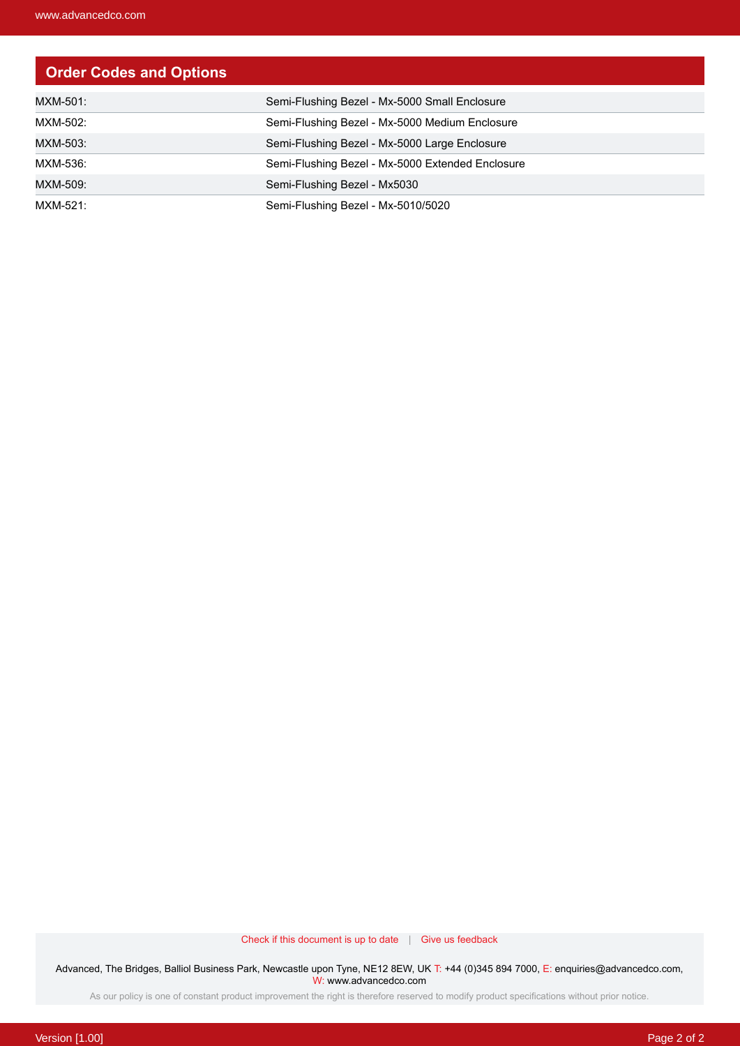## Order Codes and Options

| | |
|---|---|
| MXM-501: | Semi-Flushing Bezel - Mx-5000 Small Enclosure |
| MXM-502: | Semi-Flushing Bezel - Mx-5000 Medium Enclosure |
| MXM-503: | Semi-Flushing Bezel - Mx-5000 Large Enclosure |
| MXM-536: | Semi-Flushing Bezel - Mx-5000 Extended Enclosure |
| MXM-509: | Semi-Flushing Bezel - Mx5030 |
| MXM-521: | Semi-Flushing Bezel - Mx-5010/5020 |

Check if this document is up to date | Give us feedback

Advanced, The Bridges, Balliol Business Park, Newcastle upon Tyne, NE12 8EW, UK T: +44 (0)345 894 7000, E: enquiries@advancedco.com, W: www.advancedco.com

As our policy is one of constant product improvement the right is therefore reserved to modify product specifications without prior notice.

Version [1.00]